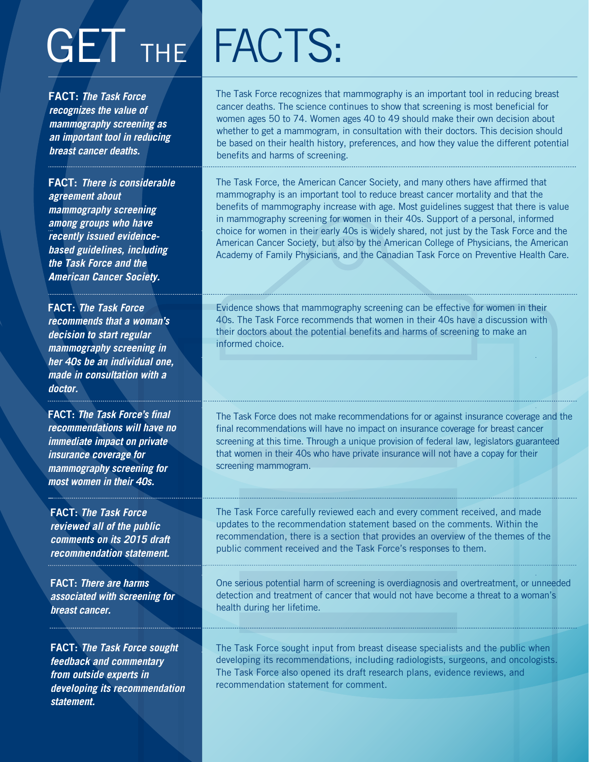# GET THE FACTS:

**FACT:** ***The Task Force recognizes the value of mammography screening as an important tool in reducing breast cancer deaths.***

The Task Force recognizes that mammography is an important tool in reducing breast cancer deaths. The science continues to show that screening is most beneficial for women ages 50 to 74. Women ages 40 to 49 should make their own decision about whether to get a mammogram, in consultation with their doctors. This decision should be based on their health history, preferences, and how they value the different potential benefits and harms of screening.

**FACT:** ***There is considerable agreement about mammography screening among groups who have recently issued evidence-based guidelines, including the Task Force and the American Cancer Society.***

The Task Force, the American Cancer Society, and many others have affirmed that mammography is an important tool to reduce breast cancer mortality and that the benefits of mammography increase with age. Most guidelines suggest that there is value in mammography screening for women in their 40s. Support of a personal, informed choice for women in their early 40s is widely shared, not just by the Task Force and the American Cancer Society, but also by the American College of Physicians, the American Academy of Family Physicians, and the Canadian Task Force on Preventive Health Care.

**FACT:** ***The Task Force recommends that a woman's decision to start regular mammography screening in her 40s be an individual one, made in consultation with a doctor.***

Evidence shows that mammography screening can be effective for women in their 40s. The Task Force recommends that women in their 40s have a discussion with their doctors about the potential benefits and harms of screening to make an informed choice.

**FACT:** ***The Task Force's final recommendations will have no immediate impact on private insurance coverage for mammography screening for most women in their 40s.***

The Task Force does not make recommendations for or against insurance coverage and the final recommendations will have no impact on insurance coverage for breast cancer screening at this time. Through a unique provision of federal law, legislators guaranteed that women in their 40s who have private insurance will not have a copay for their screening mammogram.

**FACT:** ***The Task Force reviewed all of the public comments on its 2015 draft recommendation statement.***

The Task Force carefully reviewed each and every comment received, and made updates to the recommendation statement based on the comments. Within the recommendation, there is a section that provides an overview of the themes of the public comment received and the Task Force's responses to them.

**FACT:** ***There are harms associated with screening for breast cancer.***

One serious potential harm of screening is overdiagnosis and overtreatment, or unneeded detection and treatment of cancer that would not have become a threat to a woman's health during her lifetime.

**FACT:** ***The Task Force sought feedback and commentary from outside experts in developing its recommendation statement.***

The Task Force sought input from breast disease specialists and the public when developing its recommendations, including radiologists, surgeons, and oncologists. The Task Force also opened its draft research plans, evidence reviews, and recommendation statement for comment.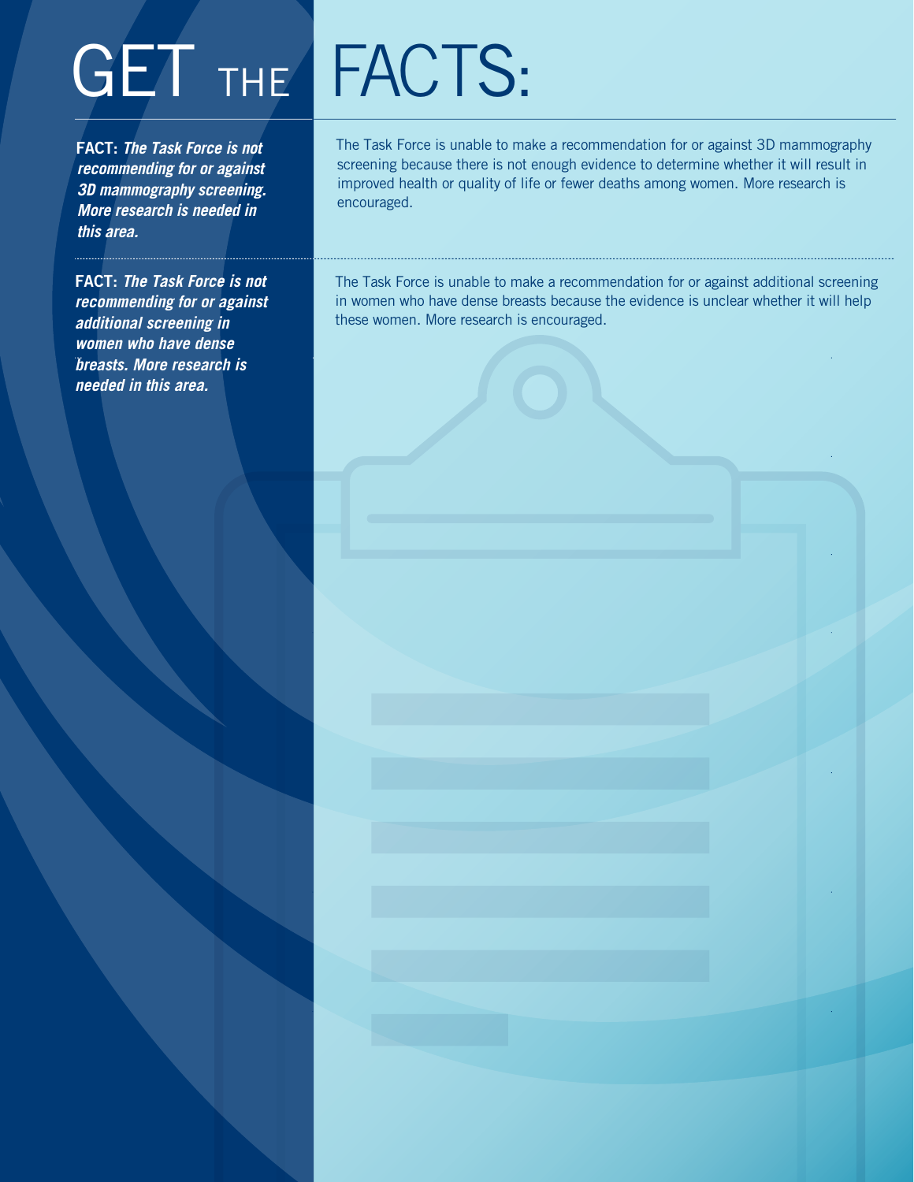# GET THE FACTS:

**FACT:** ***The Task Force is not recommending for or against 3D mammography screening. More research is needed in this area.***

The Task Force is unable to make a recommendation for or against 3D mammography screening because there is not enough evidence to determine whether it will result in improved health or quality of life or fewer deaths among women. More research is encouraged.

**FACT:** ***The Task Force is not recommending for or against additional screening in women who have dense breasts. More research is needed in this area.***

The Task Force is unable to make a recommendation for or against additional screening in women who have dense breasts because the evidence is unclear whether it will help these women. More research is encouraged.